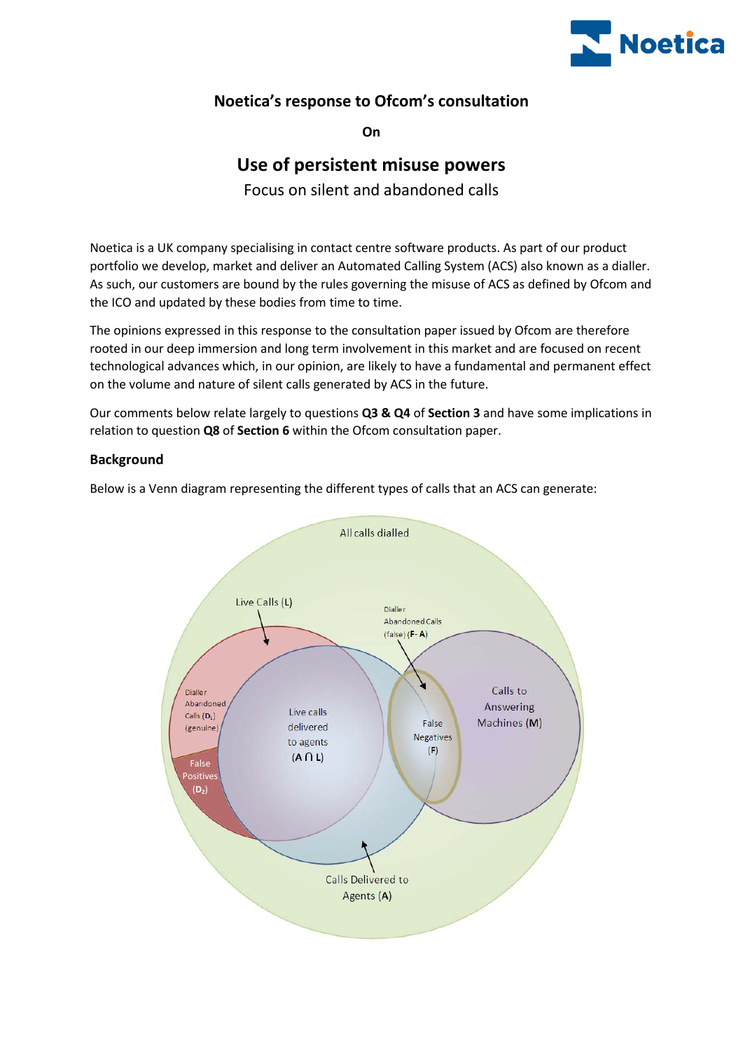# Noetica's response to Ofcom's consultation

**On**

## Use of persistent misuse powers

Focus on silent and abandoned calls

Noetica is a UK company specialising in contact centre software products. As part of our product portfolio we develop, market and deliver an Automated Calling System (ACS) also known as a dialler. As such, our customers are bound by the rules governing the misuse of ACS as defined by Ofcom and the ICO and updated by these bodies from time to time.

The opinions expressed in this response to the consultation paper issued by Ofcom are therefore rooted in our deep immersion and long term involvement in this market and are focused on recent technological advances which, in our opinion, are likely to have a fundamental and permanent effect on the volume and nature of silent calls generated by ACS in the future.

Our comments below relate largely to questions **Q3 & Q4** of **Section 3** and have some implications in relation to question **Q8** of **Section 6** within the Ofcom consultation paper.

### Background

Below is a Venn diagram representing the different types of calls that an ACS can generate:

All calls dialled

Live Calls (L)

Dialler Abandoned Calls (false) (**F - A**)

Dialler Abandoned Calls ($D_1$) (genuine)

Live calls delivered to agents (**A ∩ L**)

False Negatives (**F**)

Calls to Answering Machines (**M**)

False Positives (**$D_2$**)

Calls Delivered to Agents (**A**)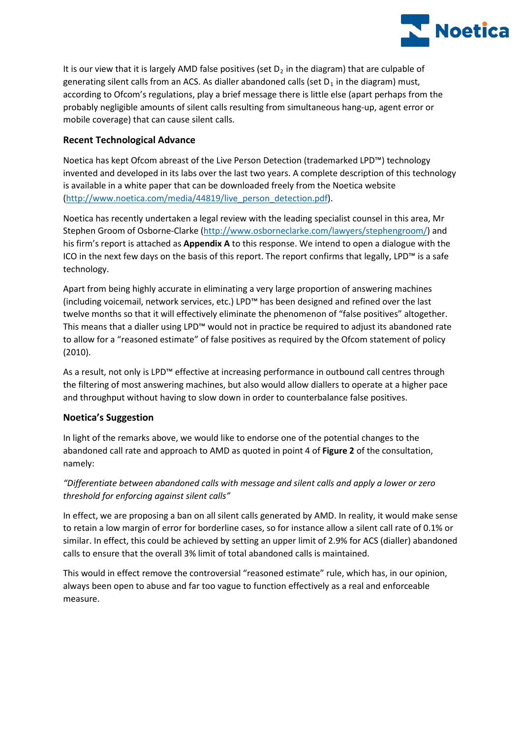It is our view that it is largely AMD false positives (set $D_2$ in the diagram) that are culpable of generating silent calls from an ACS. As dialler abandoned calls (set $D_1$ in the diagram) must, according to Ofcom's regulations, play a brief message there is little else (apart perhaps from the probably negligible amounts of silent calls resulting from simultaneous hang-up, agent error or mobile coverage) that can cause silent calls.

### Recent Technological Advance

Noetica has kept Ofcom abreast of the Live Person Detection (trademarked LPD™) technology invented and developed in its labs over the last two years. A complete description of this technology is available in a white paper that can be downloaded freely from the Noetica website (http://www.noetica.com/media/44819/live_person_detection.pdf).

Noetica has recently undertaken a legal review with the leading specialist counsel in this area, Mr Stephen Groom of Osborne-Clarke (http://www.osborneclarke.com/lawyers/stephengroom/) and his firm's report is attached as **Appendix A** to this response. We intend to open a dialogue with the ICO in the next few days on the basis of this report. The report confirms that legally, LPD™ is a safe technology.

Apart from being highly accurate in eliminating a very large proportion of answering machines (including voicemail, network services, etc.) LPD™ has been designed and refined over the last twelve months so that it will effectively eliminate the phenomenon of "false positives" altogether. This means that a dialler using LPD™ would not in practice be required to adjust its abandoned rate to allow for a "reasoned estimate" of false positives as required by the Ofcom statement of policy (2010).

As a result, not only is LPD™ effective at increasing performance in outbound call centres through the filtering of most answering machines, but also would allow diallers to operate at a higher pace and throughput without having to slow down in order to counterbalance false positives.

### Noetica's Suggestion

In light of the remarks above, we would like to endorse one of the potential changes to the abandoned call rate and approach to AMD as quoted in point 4 of **Figure 2** of the consultation, namely:

*"Differentiate between abandoned calls with message and silent calls and apply a lower or zero threshold for enforcing against silent calls"*

In effect, we are proposing a ban on all silent calls generated by AMD. In reality, it would make sense to retain a low margin of error for borderline cases, so for instance allow a silent call rate of 0.1% or similar. In effect, this could be achieved by setting an upper limit of 2.9% for ACS (dialler) abandoned calls to ensure that the overall 3% limit of total abandoned calls is maintained.

This would in effect remove the controversial "reasoned estimate" rule, which has, in our opinion, always been open to abuse and far too vague to function effectively as a real and enforceable measure.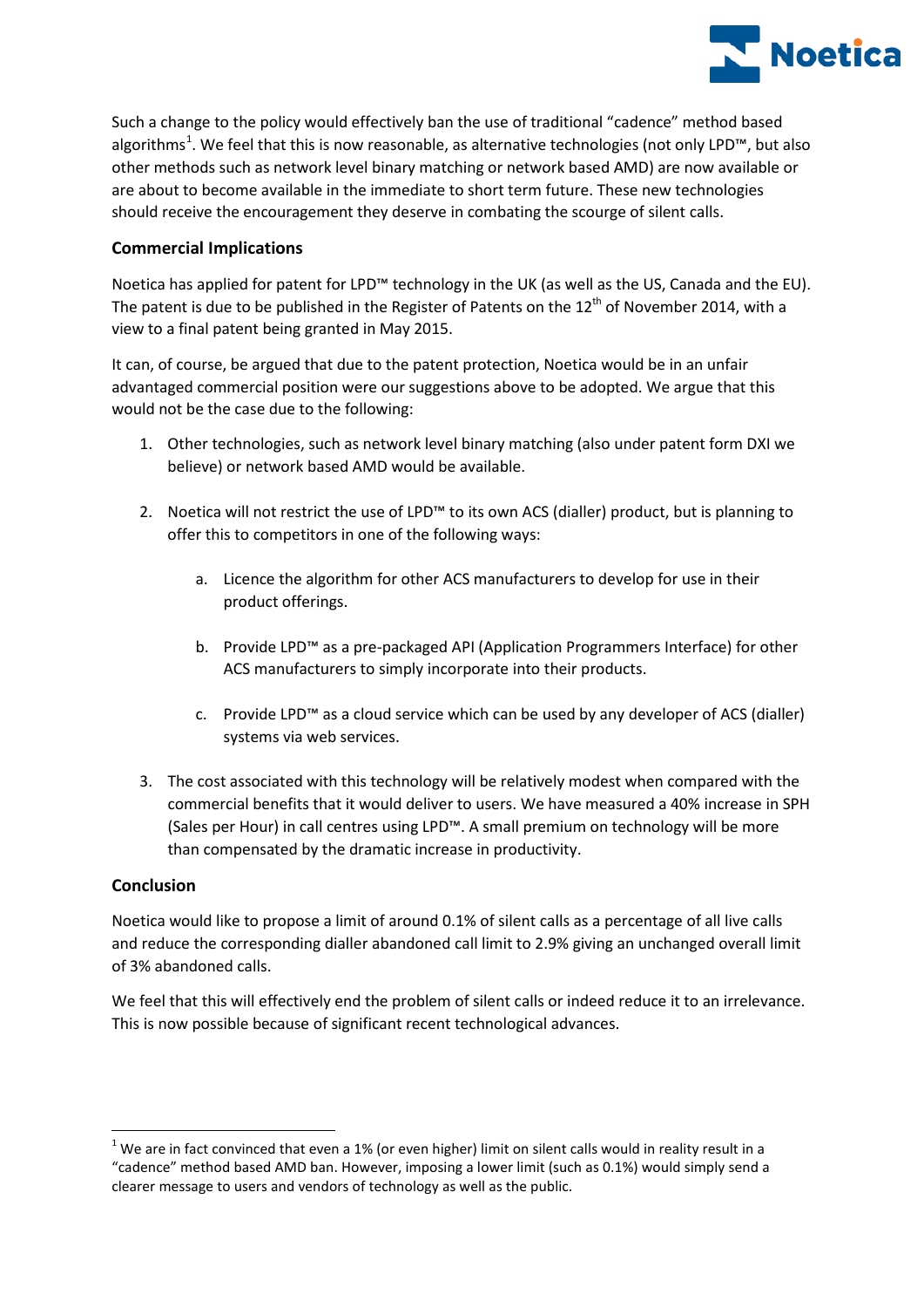Such a change to the policy would effectively ban the use of traditional "cadence" method based algorithms[1]. We feel that this is now reasonable, as alternative technologies (not only LPD™, but also other methods such as network level binary matching or network based AMD) are now available or are about to become available in the immediate to short term future. These new technologies should receive the encouragement they deserve in combating the scourge of silent calls.

### Commercial Implications

Noetica has applied for patent for LPD™ technology in the UK (as well as the US, Canada and the EU). The patent is due to be published in the Register of Patents on the 12th of November 2014, with a view to a final patent being granted in May 2015.

It can, of course, be argued that due to the patent protection, Noetica would be in an unfair advantaged commercial position were our suggestions above to be adopted. We argue that this would not be the case due to the following:

1. Other technologies, such as network level binary matching (also under patent form DXI we believe) or network based AMD would be available.

2. Noetica will not restrict the use of LPD™ to its own ACS (dialler) product, but is planning to offer this to competitors in one of the following ways:

   a. Licence the algorithm for other ACS manufacturers to develop for use in their product offerings.

   b. Provide LPD™ as a pre-packaged API (Application Programmers Interface) for other ACS manufacturers to simply incorporate into their products.

   c. Provide LPD™ as a cloud service which can be used by any developer of ACS (dialler) systems via web services.

3. The cost associated with this technology will be relatively modest when compared with the commercial benefits that it would deliver to users. We have measured a 40% increase in SPH (Sales per Hour) in call centres using LPD™. A small premium on technology will be more than compensated by the dramatic increase in productivity.

### Conclusion

Noetica would like to propose a limit of around 0.1% of silent calls as a percentage of all live calls and reduce the corresponding dialler abandoned call limit to 2.9% giving an unchanged overall limit of 3% abandoned calls.

We feel that this will effectively end the problem of silent calls or indeed reduce it to an irrelevance. This is now possible because of significant recent technological advances.

---

[1] We are in fact convinced that even a 1% (or even higher) limit on silent calls would in reality result in a "cadence" method based AMD ban. However, imposing a lower limit (such as 0.1%) would simply send a clearer message to users and vendors of technology as well as the public.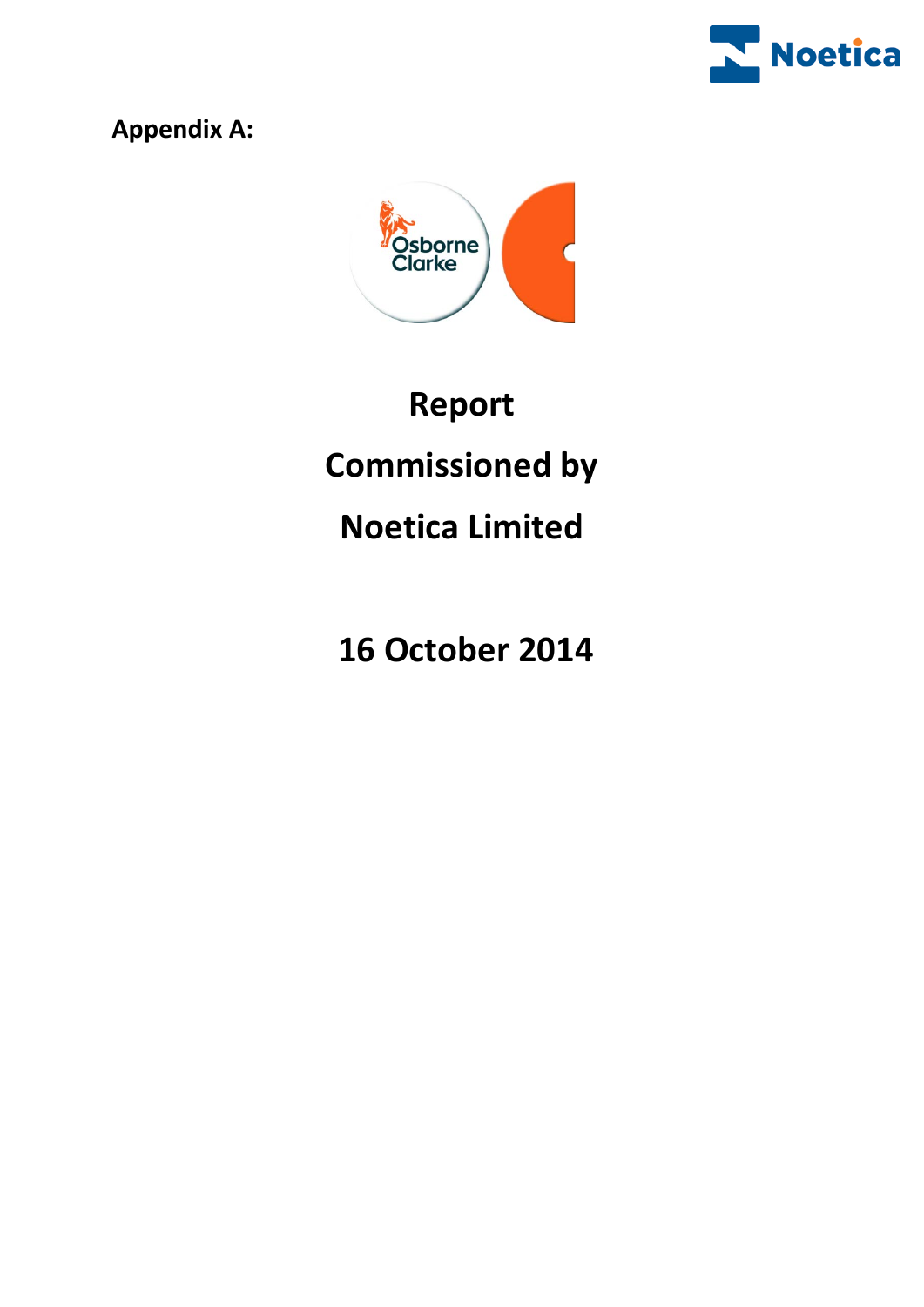**Appendix A:**

# Report

# Commissioned by

# Noetica Limited

# 16 October 2014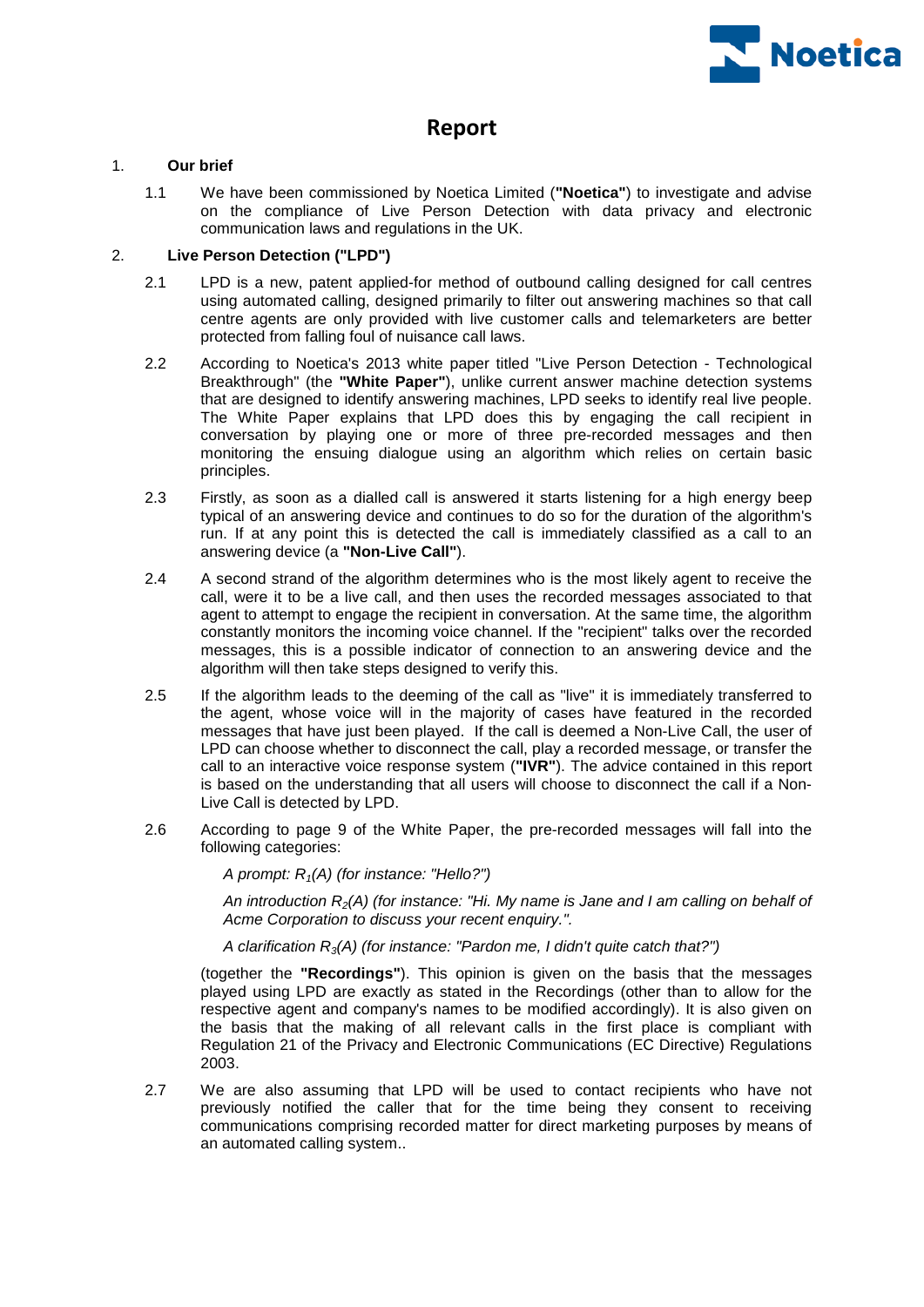# Report

1. **Our brief**

   1.1 We have been commissioned by Noetica Limited (**"Noetica"**) to investigate and advise on the compliance of Live Person Detection with data privacy and electronic communication laws and regulations in the UK.

2. **Live Person Detection ("LPD")**

   2.1 LPD is a new, patent applied-for method of outbound calling designed for call centres using automated calling, designed primarily to filter out answering machines so that call centre agents are only provided with live customer calls and telemarketers are better protected from falling foul of nuisance call laws.

   2.2 According to Noetica's 2013 white paper titled "Live Person Detection - Technological Breakthrough" (the **"White Paper"**), unlike current answer machine detection systems that are designed to identify answering machines, LPD seeks to identify real live people. The White Paper explains that LPD does this by engaging the call recipient in conversation by playing one or more of three pre-recorded messages and then monitoring the ensuing dialogue using an algorithm which relies on certain basic principles.

   2.3 Firstly, as soon as a dialled call is answered it starts listening for a high energy beep typical of an answering device and continues to do so for the duration of the algorithm's run. If at any point this is detected the call is immediately classified as a call to an answering device (a **"Non-Live Call"**).

   2.4 A second strand of the algorithm determines who is the most likely agent to receive the call, were it to be a live call, and then uses the recorded messages associated to that agent to attempt to engage the recipient in conversation. At the same time, the algorithm constantly monitors the incoming voice channel. If the "recipient" talks over the recorded messages, this is a possible indicator of connection to an answering device and the algorithm will then take steps designed to verify this.

   2.5 If the algorithm leads to the deeming of the call as "live" it is immediately transferred to the agent, whose voice will in the majority of cases have featured in the recorded messages that have just been played. If the call is deemed a Non-Live Call, the user of LPD can choose whether to disconnect the call, play a recorded message, or transfer the call to an interactive voice response system (**"IVR"**). The advice contained in this report is based on the understanding that all users will choose to disconnect the call if a Non-Live Call is detected by LPD.

   2.6 According to page 9 of the White Paper, the pre-recorded messages will fall into the following categories:

   *A prompt: $R_1(A)$ (for instance: "Hello?")*

   *An introduction $R_2(A)$ (for instance: "Hi. My name is Jane and I am calling on behalf of Acme Corporation to discuss your recent enquiry.".*

   *A clarification $R_3(A)$ (for instance: "Pardon me, I didn't quite catch that?")*

   (together the **"Recordings"**). This opinion is given on the basis that the messages played using LPD are exactly as stated in the Recordings (other than to allow for the respective agent and company's names to be modified accordingly). It is also given on the basis that the making of all relevant calls in the first place is compliant with Regulation 21 of the Privacy and Electronic Communications (EC Directive) Regulations 2003.

   2.7 We are also assuming that LPD will be used to contact recipients who have not previously notified the caller that for the time being they consent to receiving communications comprising recorded matter for direct marketing purposes by means of an automated calling system..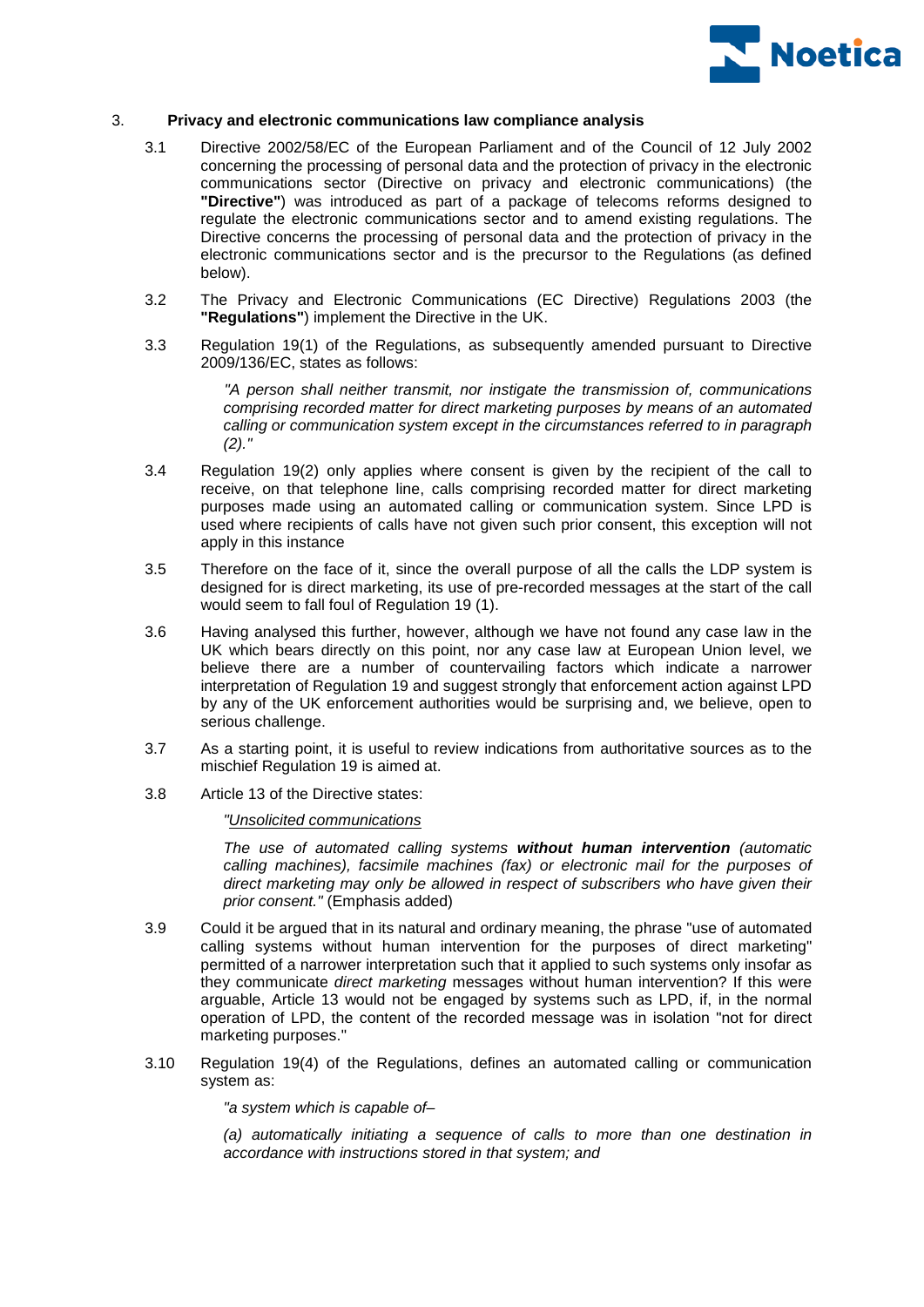## 3. Privacy and electronic communications law compliance analysis

3.1 Directive 2002/58/EC of the European Parliament and of the Council of 12 July 2002 concerning the processing of personal data and the protection of privacy in the electronic communications sector (Directive on privacy and electronic communications) (the **"Directive"**) was introduced as part of a package of telecoms reforms designed to regulate the electronic communications sector and to amend existing regulations. The Directive concerns the processing of personal data and the protection of privacy in the electronic communications sector and is the precursor to the Regulations (as defined below).

3.2 The Privacy and Electronic Communications (EC Directive) Regulations 2003 (the **"Regulations"**) implement the Directive in the UK.

3.3 Regulation 19(1) of the Regulations, as subsequently amended pursuant to Directive 2009/136/EC, states as follows:

> *"A person shall neither transmit, nor instigate the transmission of, communications comprising recorded matter for direct marketing purposes by means of an automated calling or communication system except in the circumstances referred to in paragraph (2)."*

3.4 Regulation 19(2) only applies where consent is given by the recipient of the call to receive, on that telephone line, calls comprising recorded matter for direct marketing purposes made using an automated calling or communication system. Since LPD is used where recipients of calls have not given such prior consent, this exception will not apply in this instance

3.5 Therefore on the face of it, since the overall purpose of all the calls the LDP system is designed for is direct marketing, its use of pre-recorded messages at the start of the call would seem to fall foul of Regulation 19 (1).

3.6 Having analysed this further, however, although we have not found any case law in the UK which bears directly on this point, nor any case law at European Union level, we believe there are a number of countervailing factors which indicate a narrower interpretation of Regulation 19 and suggest strongly that enforcement action against LPD by any of the UK enforcement authorities would be surprising and, we believe, open to serious challenge.

3.7 As a starting point, it is useful to review indications from authoritative sources as to the mischief Regulation 19 is aimed at.

3.8 Article 13 of the Directive states:

> *"<u>Unsolicited communications</u>*
>
> *The use of automated calling systems **without human intervention** (automatic calling machines), facsimile machines (fax) or electronic mail for the purposes of direct marketing may only be allowed in respect of subscribers who have given their prior consent."* (Emphasis added)

3.9 Could it be argued that in its natural and ordinary meaning, the phrase "use of automated calling systems without human intervention for the purposes of direct marketing" permitted of a narrower interpretation such that it applied to such systems only insofar as they communicate *direct marketing* messages without human intervention? If this were arguable, Article 13 would not be engaged by systems such as LPD, if, in the normal operation of LPD, the content of the recorded message was in isolation "not for direct marketing purposes."

3.10 Regulation 19(4) of the Regulations, defines an automated calling or communication system as:

> *"a system which is capable of–*
>
> *(a) automatically initiating a sequence of calls to more than one destination in accordance with instructions stored in that system; and*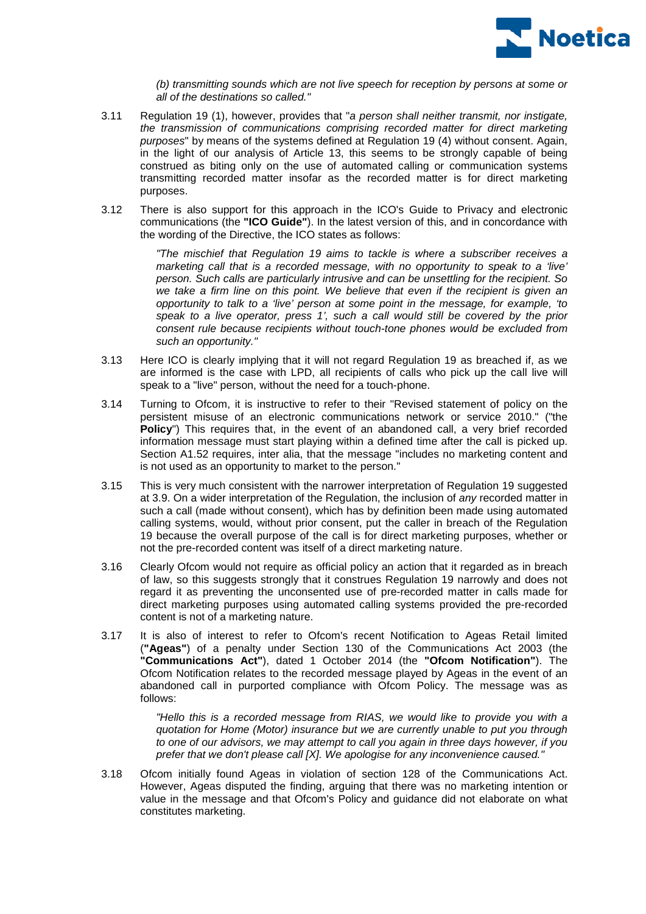*(b) transmitting sounds which are not live speech for reception by persons at some or all of the destinations so called."*

3.11 Regulation 19 (1), however, provides that "*a person shall neither transmit, nor instigate, the transmission of communications comprising recorded matter for direct marketing purposes*" by means of the systems defined at Regulation 19 (4) without consent. Again, in the light of our analysis of Article 13, this seems to be strongly capable of being construed as biting only on the use of automated calling or communication systems transmitting recorded matter insofar as the recorded matter is for direct marketing purposes.

3.12 There is also support for this approach in the ICO's Guide to Privacy and electronic communications (the **"ICO Guide"**). In the latest version of this, and in concordance with the wording of the Directive, the ICO states as follows:

> *"The mischief that Regulation 19 aims to tackle is where a subscriber receives a marketing call that is a recorded message, with no opportunity to speak to a 'live' person. Such calls are particularly intrusive and can be unsettling for the recipient. So we take a firm line on this point. We believe that even if the recipient is given an opportunity to talk to a 'live' person at some point in the message, for example, 'to speak to a live operator, press 1', such a call would still be covered by the prior consent rule because recipients without touch-tone phones would be excluded from such an opportunity."*

3.13 Here ICO is clearly implying that it will not regard Regulation 19 as breached if, as we are informed is the case with LPD, all recipients of calls who pick up the call live will speak to a "live" person, without the need for a touch-phone.

3.14 Turning to Ofcom, it is instructive to refer to their "Revised statement of policy on the persistent misuse of an electronic communications network or service 2010." ("the **Policy**") This requires that, in the event of an abandoned call, a very brief recorded information message must start playing within a defined time after the call is picked up. Section A1.52 requires, inter alia, that the message "includes no marketing content and is not used as an opportunity to market to the person."

3.15 This is very much consistent with the narrower interpretation of Regulation 19 suggested at 3.9. On a wider interpretation of the Regulation, the inclusion of *any* recorded matter in such a call (made without consent), which has by definition been made using automated calling systems, would, without prior consent, put the caller in breach of the Regulation 19 because the overall purpose of the call is for direct marketing purposes, whether or not the pre-recorded content was itself of a direct marketing nature.

3.16 Clearly Ofcom would not require as official policy an action that it regarded as in breach of law, so this suggests strongly that it construes Regulation 19 narrowly and does not regard it as preventing the unconsented use of pre-recorded matter in calls made for direct marketing purposes using automated calling systems provided the pre-recorded content is not of a marketing nature.

3.17 It is also of interest to refer to Ofcom's recent Notification to Ageas Retail limited (**"Ageas"**) of a penalty under Section 130 of the Communications Act 2003 (the **"Communications Act"**), dated 1 October 2014 (the **"Ofcom Notification"**). The Ofcom Notification relates to the recorded message played by Ageas in the event of an abandoned call in purported compliance with Ofcom Policy. The message was as follows:

> *"Hello this is a recorded message from RIAS, we would like to provide you with a quotation for Home (Motor) insurance but we are currently unable to put you through to one of our advisors, we may attempt to call you again in three days however, if you prefer that we don't please call [X]. We apologise for any inconvenience caused."*

3.18 Ofcom initially found Ageas in violation of section 128 of the Communications Act. However, Ageas disputed the finding, arguing that there was no marketing intention or value in the message and that Ofcom's Policy and guidance did not elaborate on what constitutes marketing.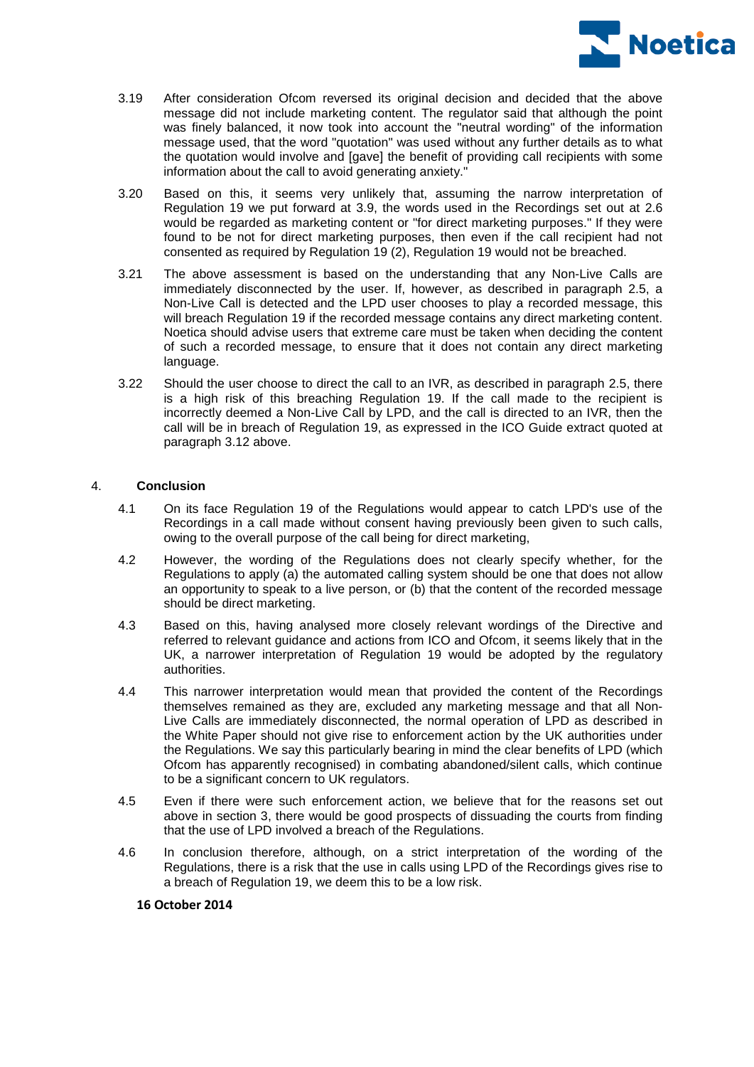3.19 After consideration Ofcom reversed its original decision and decided that the above message did not include marketing content. The regulator said that although the point was finely balanced, it now took into account the "neutral wording" of the information message used, that the word "quotation" was used without any further details as to what the quotation would involve and [gave] the benefit of providing call recipients with some information about the call to avoid generating anxiety."

3.20 Based on this, it seems very unlikely that, assuming the narrow interpretation of Regulation 19 we put forward at 3.9, the words used in the Recordings set out at 2.6 would be regarded as marketing content or "for direct marketing purposes." If they were found to be not for direct marketing purposes, then even if the call recipient had not consented as required by Regulation 19 (2), Regulation 19 would not be breached.

3.21 The above assessment is based on the understanding that any Non-Live Calls are immediately disconnected by the user. If, however, as described in paragraph 2.5, a Non-Live Call is detected and the LPD user chooses to play a recorded message, this will breach Regulation 19 if the recorded message contains any direct marketing content. Noetica should advise users that extreme care must be taken when deciding the content of such a recorded message, to ensure that it does not contain any direct marketing language.

3.22 Should the user choose to direct the call to an IVR, as described in paragraph 2.5, there is a high risk of this breaching Regulation 19. If the call made to the recipient is incorrectly deemed a Non-Live Call by LPD, and the call is directed to an IVR, then the call will be in breach of Regulation 19, as expressed in the ICO Guide extract quoted at paragraph 3.12 above.

## 4. Conclusion

4.1 On its face Regulation 19 of the Regulations would appear to catch LPD's use of the Recordings in a call made without consent having previously been given to such calls, owing to the overall purpose of the call being for direct marketing,

4.2 However, the wording of the Regulations does not clearly specify whether, for the Regulations to apply (a) the automated calling system should be one that does not allow an opportunity to speak to a live person, or (b) that the content of the recorded message should be direct marketing.

4.3 Based on this, having analysed more closely relevant wordings of the Directive and referred to relevant guidance and actions from ICO and Ofcom, it seems likely that in the UK, a narrower interpretation of Regulation 19 would be adopted by the regulatory authorities.

4.4 This narrower interpretation would mean that provided the content of the Recordings themselves remained as they are, excluded any marketing message and that all Non-Live Calls are immediately disconnected, the normal operation of LPD as described in the White Paper should not give rise to enforcement action by the UK authorities under the Regulations. We say this particularly bearing in mind the clear benefits of LPD (which Ofcom has apparently recognised) in combating abandoned/silent calls, which continue to be a significant concern to UK regulators.

4.5 Even if there were such enforcement action, we believe that for the reasons set out above in section 3, there would be good prospects of dissuading the courts from finding that the use of LPD involved a breach of the Regulations.

4.6 In conclusion therefore, although, on a strict interpretation of the wording of the Regulations, there is a risk that the use in calls using LPD of the Recordings gives rise to a breach of Regulation 19, we deem this to be a low risk.

**16 October 2014**